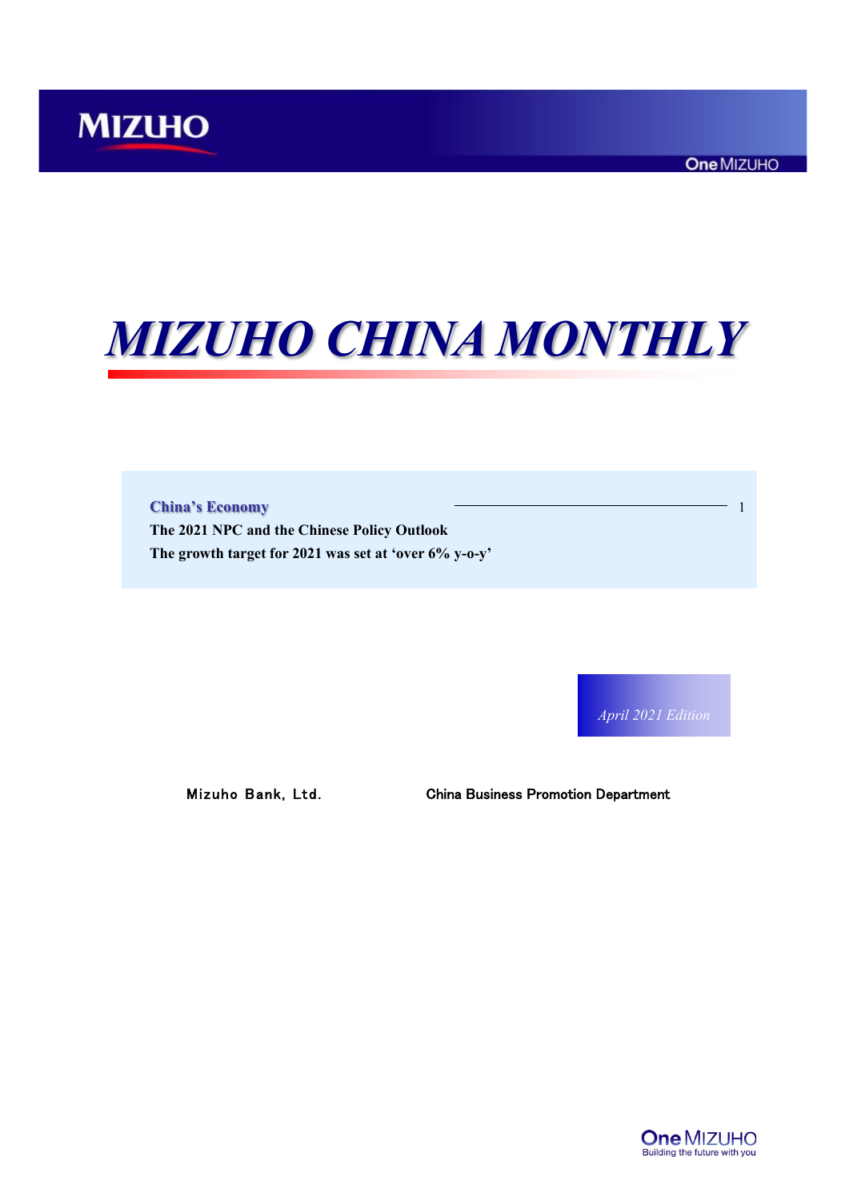# MIZUHO CHINA MONTHLY

**China's Economy** ........ 1

**The 2021 NPC and the Chinese Policy Outlook**

**The growth target for 2021 was set at 'over 6% y-o-y'**

*April 2021 Edition*

Mizuho Bank, Ltd. China Business Promotion Department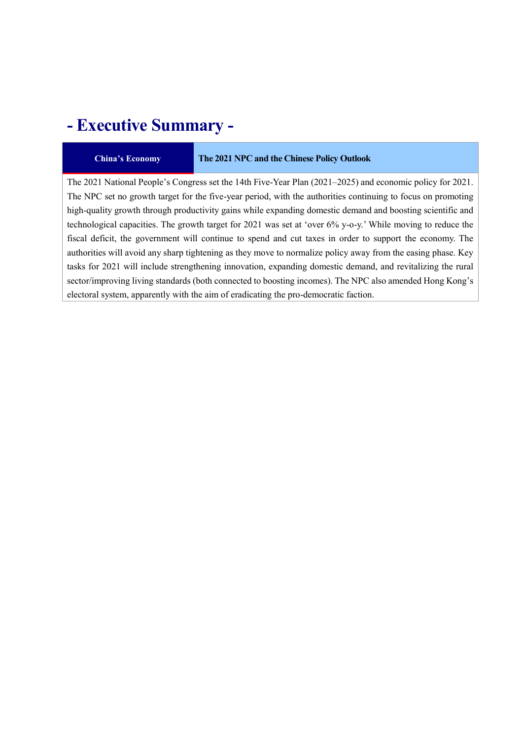# - Executive Summary -

| China's Economy | The 2021 NPC and the Chinese Policy Outlook |
|---|---|

The 2021 National People's Congress set the 14th Five-Year Plan (2021–2025) and economic policy for 2021. The NPC set no growth target for the five-year period, with the authorities continuing to focus on promoting high-quality growth through productivity gains while expanding domestic demand and boosting scientific and technological capacities. The growth target for 2021 was set at 'over 6% y-o-y.' While moving to reduce the fiscal deficit, the government will continue to spend and cut taxes in order to support the economy. The authorities will avoid any sharp tightening as they move to normalize policy away from the easing phase. Key tasks for 2021 will include strengthening innovation, expanding domestic demand, and revitalizing the rural sector/improving living standards (both connected to boosting incomes). The NPC also amended Hong Kong's electoral system, apparently with the aim of eradicating the pro-democratic faction.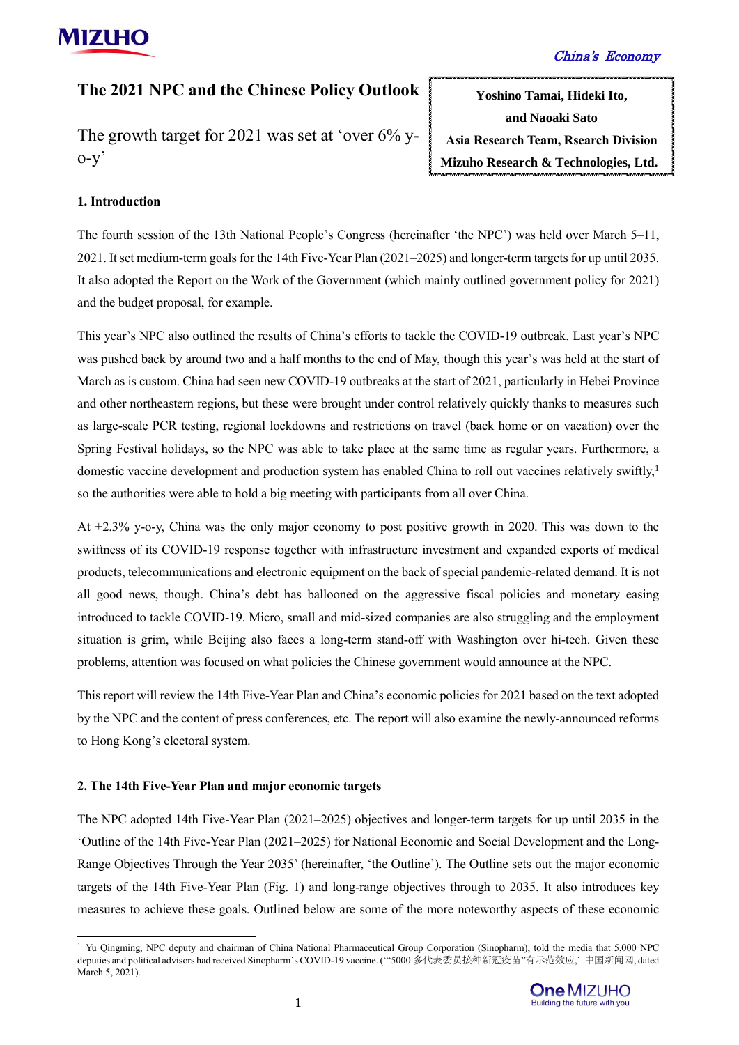# The 2021 NPC and the Chinese Policy Outlook

The growth target for 2021 was set at 'over 6% y-o-y'

**Yoshino Tamai, Hideki Ito, and Naoaki Sato**
**Asia Research Team, Rsearch Division**
**Mizuho Research & Technologies, Ltd.**

## 1. Introduction

The fourth session of the 13th National People's Congress (hereinafter 'the NPC') was held over March 5–11, 2021. It set medium-term goals for the 14th Five-Year Plan (2021–2025) and longer-term targets for up until 2035. It also adopted the Report on the Work of the Government (which mainly outlined government policy for 2021) and the budget proposal, for example.

This year's NPC also outlined the results of China's efforts to tackle the COVID-19 outbreak. Last year's NPC was pushed back by around two and a half months to the end of May, though this year's was held at the start of March as is custom. China had seen new COVID-19 outbreaks at the start of 2021, particularly in Hebei Province and other northeastern regions, but these were brought under control relatively quickly thanks to measures such as large-scale PCR testing, regional lockdowns and restrictions on travel (back home or on vacation) over the Spring Festival holidays, so the NPC was able to take place at the same time as regular years. Furthermore, a domestic vaccine development and production system has enabled China to roll out vaccines relatively swiftly,[1] so the authorities were able to hold a big meeting with participants from all over China.

At +2.3% y-o-y, China was the only major economy to post positive growth in 2020. This was down to the swiftness of its COVID-19 response together with infrastructure investment and expanded exports of medical products, telecommunications and electronic equipment on the back of special pandemic-related demand. It is not all good news, though. China's debt has ballooned on the aggressive fiscal policies and monetary easing introduced to tackle COVID-19. Micro, small and mid-sized companies are also struggling and the employment situation is grim, while Beijing also faces a long-term stand-off with Washington over hi-tech. Given these problems, attention was focused on what policies the Chinese government would announce at the NPC.

This report will review the 14th Five-Year Plan and China's economic policies for 2021 based on the text adopted by the NPC and the content of press conferences, etc. The report will also examine the newly-announced reforms to Hong Kong's electoral system.

## 2. The 14th Five-Year Plan and major economic targets

The NPC adopted 14th Five-Year Plan (2021–2025) objectives and longer-term targets for up until 2035 in the 'Outline of the 14th Five-Year Plan (2021–2025) for National Economic and Social Development and the Long-Range Objectives Through the Year 2035' (hereinafter, 'the Outline'). The Outline sets out the major economic targets of the 14th Five-Year Plan (Fig. 1) and long-range objectives through to 2035. It also introduces key measures to achieve these goals. Outlined below are some of the more noteworthy aspects of these economic

---

[1] Yu Qingming, NPC deputy and chairman of China National Pharmaceutical Group Corporation (Sinopharm), told the media that 5,000 NPC deputies and political advisors had received Sinopharm's COVID-19 vaccine. ('"5000 多代表委员接种新冠疫苗"有示范效应,' 中国新闻网, dated March 5, 2021).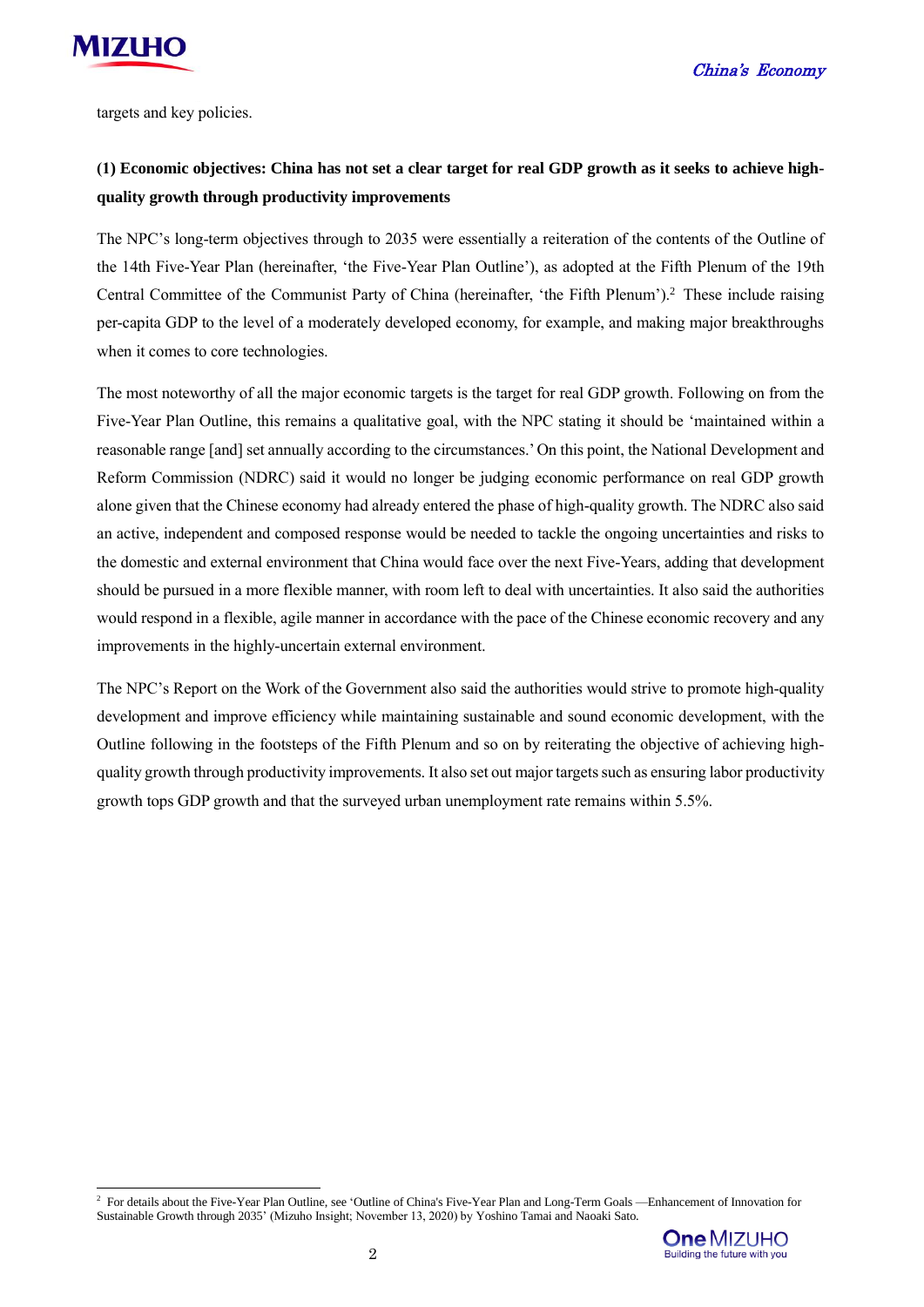targets and key policies.

**(1) Economic objectives: China has not set a clear target for real GDP growth as it seeks to achieve high-quality growth through productivity improvements**

The NPC's long-term objectives through to 2035 were essentially a reiteration of the contents of the Outline of the 14th Five-Year Plan (hereinafter, 'the Five-Year Plan Outline'), as adopted at the Fifth Plenum of the 19th Central Committee of the Communist Party of China (hereinafter, 'the Fifth Plenum').[2] These include raising per-capita GDP to the level of a moderately developed economy, for example, and making major breakthroughs when it comes to core technologies.

The most noteworthy of all the major economic targets is the target for real GDP growth. Following on from the Five-Year Plan Outline, this remains a qualitative goal, with the NPC stating it should be 'maintained within a reasonable range [and] set annually according to the circumstances.' On this point, the National Development and Reform Commission (NDRC) said it would no longer be judging economic performance on real GDP growth alone given that the Chinese economy had already entered the phase of high-quality growth. The NDRC also said an active, independent and composed response would be needed to tackle the ongoing uncertainties and risks to the domestic and external environment that China would face over the next Five-Years, adding that development should be pursued in a more flexible manner, with room left to deal with uncertainties. It also said the authorities would respond in a flexible, agile manner in accordance with the pace of the Chinese economic recovery and any improvements in the highly-uncertain external environment.

The NPC's Report on the Work of the Government also said the authorities would strive to promote high-quality development and improve efficiency while maintaining sustainable and sound economic development, with the Outline following in the footsteps of the Fifth Plenum and so on by reiterating the objective of achieving high-quality growth through productivity improvements. It also set out major targets such as ensuring labor productivity growth tops GDP growth and that the surveyed urban unemployment rate remains within 5.5%.

---

[2] For details about the Five-Year Plan Outline, see 'Outline of China's Five-Year Plan and Long-Term Goals —Enhancement of Innovation for Sustainable Growth through 2035' (Mizuho Insight; November 13, 2020) by Yoshino Tamai and Naoaki Sato.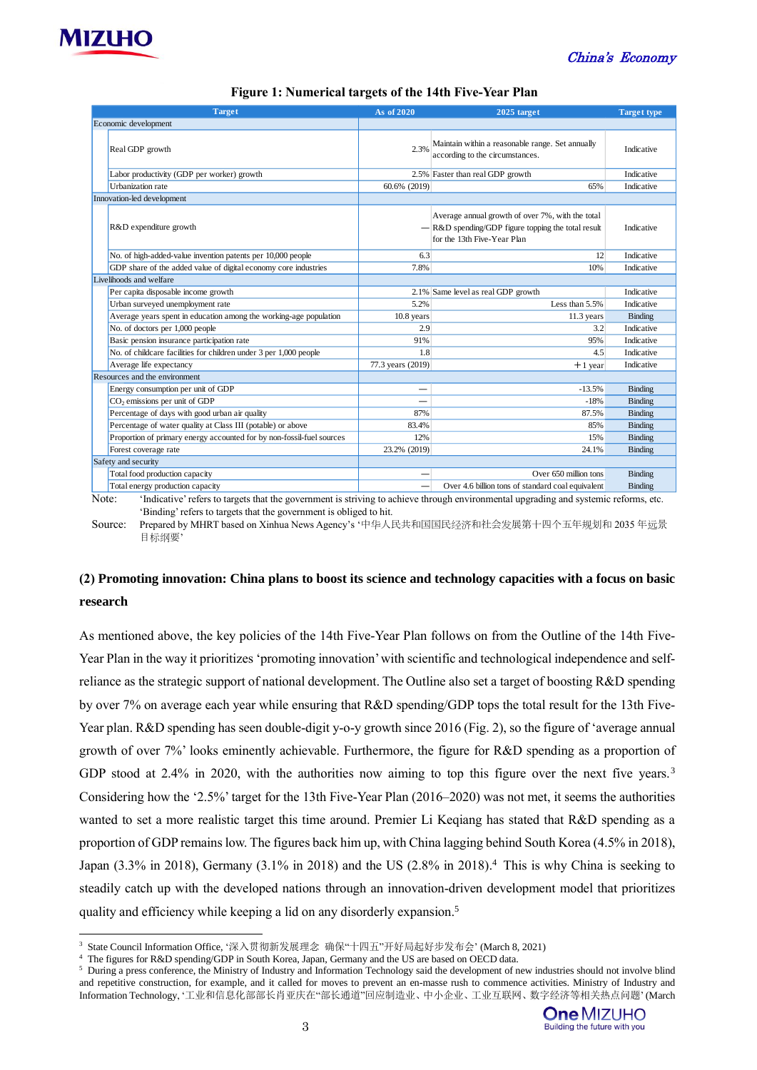**Figure 1: Numerical targets of the 14th Five-Year Plan**

| Target | | As of 2020 | 2025 target | Target type |
|---|---|---|---|---|
| Economic development | | | | |
| | Real GDP growth | 2.3% | Maintain within a reasonable range. Set annually according to the circumstances. | Indicative |
| | Labor productivity (GDP per worker) growth | 2.5% | Faster than real GDP growth | Indicative |
| | Urbanization rate | 60.6% (2019) | 65% | Indicative |
| Innovation-led development | | | | |
| | R&D expenditure growth | — | Average annual growth of over 7%, with the total R&D spending/GDP figure topping the total result for the 13th Five-Year Plan | Indicative |
| | No. of high-added-value invention patents per 10,000 people | 6.3 | 12 | Indicative |
| | GDP share of the added value of digital economy core industries | 7.8% | 10% | Indicative |
| Livelihoods and welfare | | | | |
| | Per capita disposable income growth | 2.1% | Same level as real GDP growth | Indicative |
| | Urban surveyed unemployment rate | 5.2% | Less than 5.5% | Indicative |
| | Average years spent in education among the working-age population | 10.8 years | 11.3 years | Binding |
| | No. of doctors per 1,000 people | 2.9 | 3.2 | Indicative |
| | Basic pension insurance participation rate | 91% | 95% | Indicative |
| | No. of childcare facilities for children under 3 per 1,000 people | 1.8 | 4.5 | Indicative |
| | Average life expectancy | 77.3 years (2019) | +1 year | Indicative |
| Resources and the environment | | | | |
| | Energy consumption per unit of GDP | — | -13.5% | Binding |
| | $CO_2$ emissions per unit of GDP | — | -18% | Binding |
| | Percentage of days with good urban air quality | 87% | 87.5% | Binding |
| | Percentage of water quality at Class III (potable) or above | 83.4% | 85% | Binding |
| | Proportion of primary energy accounted for by non-fossil-fuel sources | 12% | 15% | Binding |
| | Forest coverage rate | 23.2% (2019) | 24.1% | Binding |
| Safety and security | | | | |
| | Total food production capacity | — | Over 650 million tons | Binding |
| | Total energy production capacity | — | Over 4.6 billion tons of standard coal equivalent | Binding |

Note: 'Indicative' refers to targets that the government is striving to achieve through environmental upgrading and systemic reforms, etc. 'Binding' refers to targets that the government is obliged to hit.

Source: Prepared by MHRT based on Xinhua News Agency's '中华人民共和国国民经济和社会发展第十四个五年规划和 2035 年远景目标纲要'

### (2) Promoting innovation: China plans to boost its science and technology capacities with a focus on basic research

As mentioned above, the key policies of the 14th Five-Year Plan follows on from the Outline of the 14th Five-Year Plan in the way it prioritizes 'promoting innovation' with scientific and technological independence and self-reliance as the strategic support of national development. The Outline also set a target of boosting R&D spending by over 7% on average each year while ensuring that R&D spending/GDP tops the total result for the 13th Five-Year plan. R&D spending has seen double-digit y-o-y growth since 2016 (Fig. 2), so the figure of 'average annual growth of over 7%' looks eminently achievable. Furthermore, the figure for R&D spending as a proportion of GDP stood at 2.4% in 2020, with the authorities now aiming to top this figure over the next five years.[3] Considering how the '2.5%' target for the 13th Five-Year Plan (2016–2020) was not met, it seems the authorities wanted to set a more realistic target this time around. Premier Li Keqiang has stated that R&D spending as a proportion of GDP remains low. The figures back him up, with China lagging behind South Korea (4.5% in 2018), Japan (3.3% in 2018), Germany (3.1% in 2018) and the US (2.8% in 2018).[4] This is why China is seeking to steadily catch up with the developed nations through an innovation-driven development model that prioritizes quality and efficiency while keeping a lid on any disorderly expansion.[5]

---

[3] State Council Information Office, '深入贯彻新发展理念 确保"十四五"开好局起好步发布会' (March 8, 2021)

[4] The figures for R&D spending/GDP in South Korea, Japan, Germany and the US are based on OECD data.

[5] During a press conference, the Ministry of Industry and Information Technology said the development of new industries should not involve blind and repetitive construction, for example, and it called for moves to prevent an en-masse rush to commence activities. Ministry of Industry and Information Technology, '工业和信息化部部长肖亚庆在"部长通道"回应制造业、中小企业、工业互联网、数字经济等相关热点问题' (March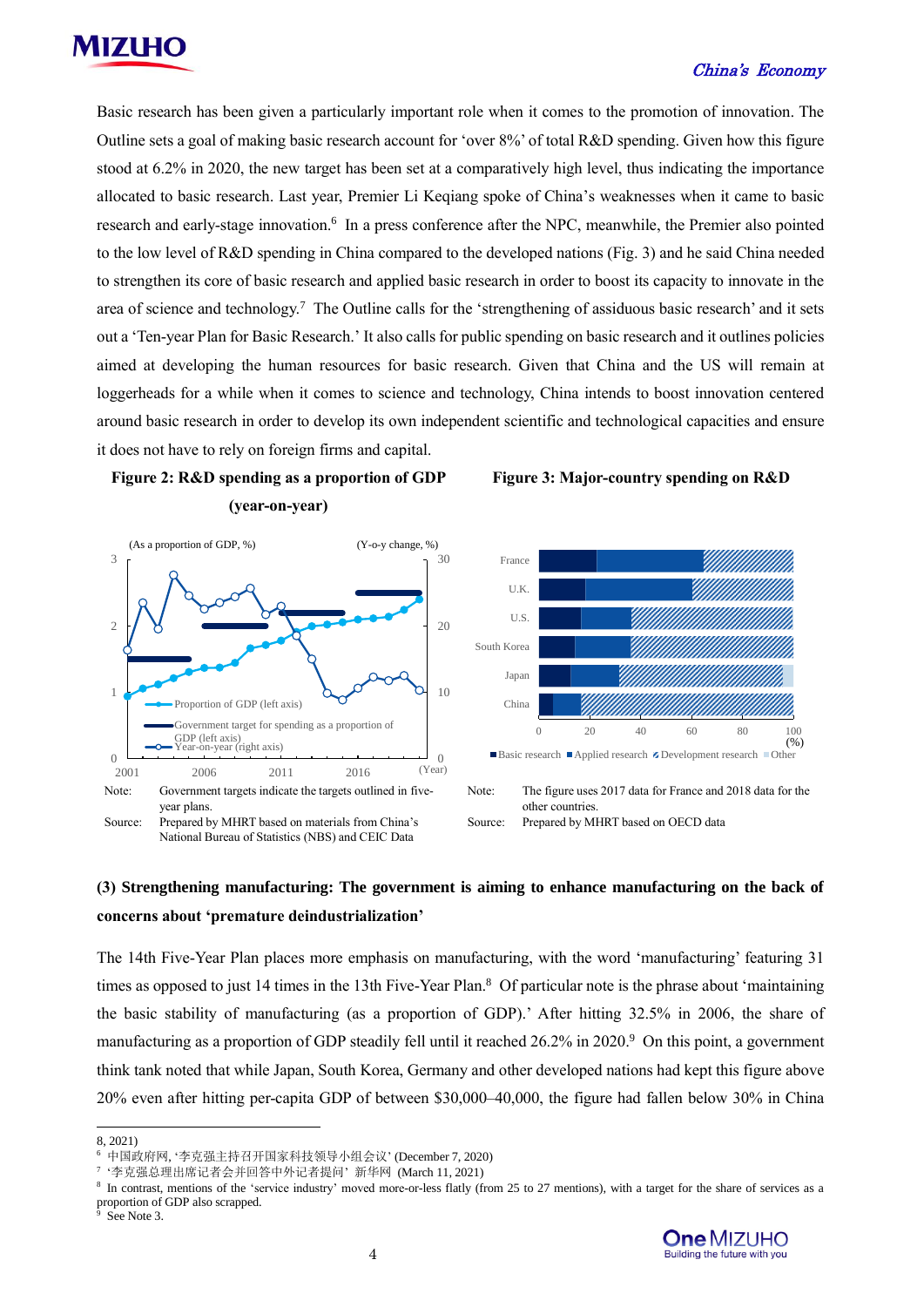Basic research has been given a particularly important role when it comes to the promotion of innovation. The Outline sets a goal of making basic research account for 'over 8%' of total R&D spending. Given how this figure stood at 6.2% in 2020, the new target has been set at a comparatively high level, thus indicating the importance allocated to basic research. Last year, Premier Li Keqiang spoke of China's weaknesses when it came to basic research and early-stage innovation.[6] In a press conference after the NPC, meanwhile, the Premier also pointed to the low level of R&D spending in China compared to the developed nations (Fig. 3) and he said China needed to strengthen its core of basic research and applied basic research in order to boost its capacity to innovate in the area of science and technology.[7] The Outline calls for the 'strengthening of assiduous basic research' and it sets out a 'Ten-year Plan for Basic Research.' It also calls for public spending on basic research and it outlines policies aimed at developing the human resources for basic research. Given that China and the US will remain at loggerheads for a while when it comes to science and technology, China intends to boost innovation centered around basic research in order to develop its own independent scientific and technological capacities and ensure it does not have to rely on foreign firms and capital.

**Figure 2: R&D spending as a proportion of GDP (year-on-year)**

Note: Government targets indicate the targets outlined in five-year plans.

Source: Prepared by MHRT based on materials from China's National Bureau of Statistics (NBS) and CEIC Data

**Figure 3: Major-country spending on R&D**

Note: The figure uses 2017 data for France and 2018 data for the other countries.

Source: Prepared by MHRT based on OECD data

### (3) Strengthening manufacturing: The government is aiming to enhance manufacturing on the back of concerns about 'premature deindustrialization'

The 14th Five-Year Plan places more emphasis on manufacturing, with the word 'manufacturing' featuring 31 times as opposed to just 14 times in the 13th Five-Year Plan.[8] Of particular note is the phrase about 'maintaining the basic stability of manufacturing (as a proportion of GDP).' After hitting 32.5% in 2006, the share of manufacturing as a proportion of GDP steadily fell until it reached 26.2% in 2020.[9] On this point, a government think tank noted that while Japan, South Korea, Germany and other developed nations had kept this figure above 20% even after hitting per-capita GDP of between $30,000–40,000, the figure had fallen below 30% in China

---

8, 2021)

[6] 中国政府网, '李克强主持召开国家科技领导小组会议' (December 7, 2020)

[7] '李克强总理出席记者会并回答中外记者提问' 新华网 (March 11, 2021)

[8] In contrast, mentions of the 'service industry' moved more-or-less flatly (from 25 to 27 mentions), with a target for the share of services as a proportion of GDP also scrapped.

[9] See Note 3.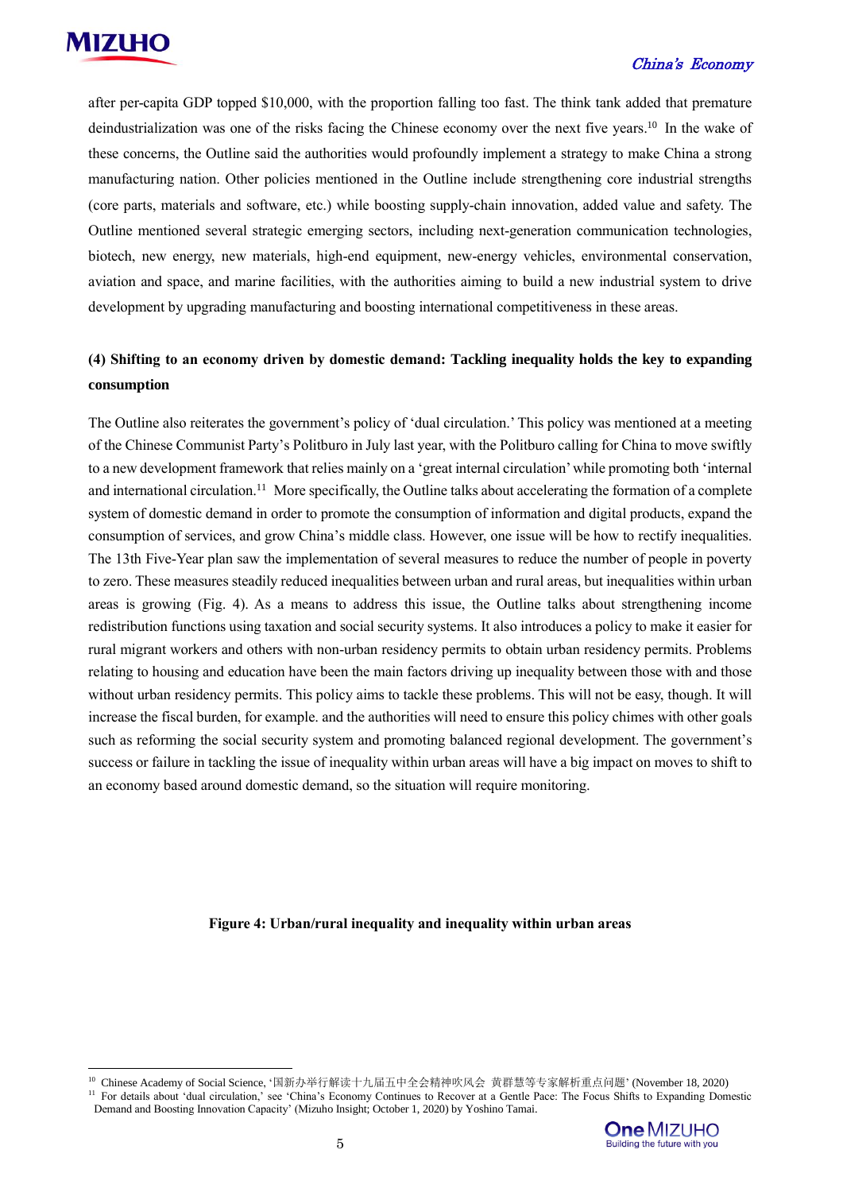after per-capita GDP topped $10,000, with the proportion falling too fast. The think tank added that premature deindustrialization was one of the risks facing the Chinese economy over the next five years.[10] In the wake of these concerns, the Outline said the authorities would profoundly implement a strategy to make China a strong manufacturing nation. Other policies mentioned in the Outline include strengthening core industrial strengths (core parts, materials and software, etc.) while boosting supply-chain innovation, added value and safety. The Outline mentioned several strategic emerging sectors, including next-generation communication technologies, biotech, new energy, new materials, high-end equipment, new-energy vehicles, environmental conservation, aviation and space, and marine facilities, with the authorities aiming to build a new industrial system to drive development by upgrading manufacturing and boosting international competitiveness in these areas.

### (4) Shifting to an economy driven by domestic demand: Tackling inequality holds the key to expanding consumption

The Outline also reiterates the government's policy of 'dual circulation.' This policy was mentioned at a meeting of the Chinese Communist Party's Politburo in July last year, with the Politburo calling for China to move swiftly to a new development framework that relies mainly on a 'great internal circulation' while promoting both 'internal and international circulation.[11] More specifically, the Outline talks about accelerating the formation of a complete system of domestic demand in order to promote the consumption of information and digital products, expand the consumption of services, and grow China's middle class. However, one issue will be how to rectify inequalities. The 13th Five-Year plan saw the implementation of several measures to reduce the number of people in poverty to zero. These measures steadily reduced inequalities between urban and rural areas, but inequalities within urban areas is growing (Fig. 4). As a means to address this issue, the Outline talks about strengthening income redistribution functions using taxation and social security systems. It also introduces a policy to make it easier for rural migrant workers and others with non-urban residency permits to obtain urban residency permits. Problems relating to housing and education have been the main factors driving up inequality between those with and those without urban residency permits. This policy aims to tackle these problems. This will not be easy, though. It will increase the fiscal burden, for example. and the authorities will need to ensure this policy chimes with other goals such as reforming the social security system and promoting balanced regional development. The government's success or failure in tackling the issue of inequality within urban areas will have a big impact on moves to shift to an economy based around domestic demand, so the situation will require monitoring.

**Figure 4: Urban/rural inequality and inequality within urban areas**

[10] Chinese Academy of Social Science, '国新办举行解读十九届五中全会精神吹风会 黄群慧等专家解析重点问题' (November 18, 2020)

[11] For details about 'dual circulation,' see 'China's Economy Continues to Recover at a Gentle Pace: The Focus Shifts to Expanding Domestic Demand and Boosting Innovation Capacity' (Mizuho Insight; October 1, 2020) by Yoshino Tamai.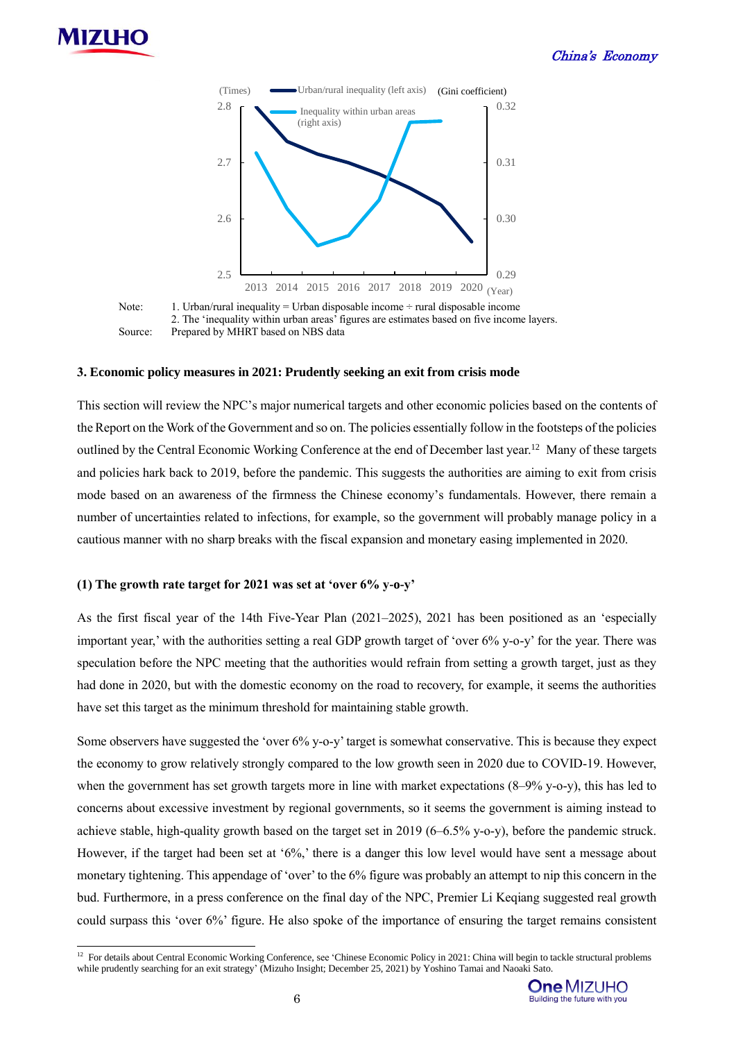(Times) Urban/rural inequality (left axis) (Gini coefficient)

Inequality within urban areas (right axis)

Note: 1. Urban/rural inequality = Urban disposable income ÷ rural disposable income
2. The 'inequality within urban areas' figures are estimates based on five income layers.

Source: Prepared by MHRT based on NBS data

### 3. Economic policy measures in 2021: Prudently seeking an exit from crisis mode

This section will review the NPC's major numerical targets and other economic policies based on the contents of the Report on the Work of the Government and so on. The policies essentially follow in the footsteps of the policies outlined by the Central Economic Working Conference at the end of December last year.[12] Many of these targets and policies hark back to 2019, before the pandemic. This suggests the authorities are aiming to exit from crisis mode based on an awareness of the firmness the Chinese economy's fundamentals. However, there remain a number of uncertainties related to infections, for example, so the government will probably manage policy in a cautious manner with no sharp breaks with the fiscal expansion and monetary easing implemented in 2020.

#### (1) The growth rate target for 2021 was set at 'over 6% y-o-y'

As the first fiscal year of the 14th Five-Year Plan (2021–2025), 2021 has been positioned as an 'especially important year,' with the authorities setting a real GDP growth target of 'over 6% y-o-y' for the year. There was speculation before the NPC meeting that the authorities would refrain from setting a growth target, just as they had done in 2020, but with the domestic economy on the road to recovery, for example, it seems the authorities have set this target as the minimum threshold for maintaining stable growth.

Some observers have suggested the 'over 6% y-o-y' target is somewhat conservative. This is because they expect the economy to grow relatively strongly compared to the low growth seen in 2020 due to COVID-19. However, when the government has set growth targets more in line with market expectations (8–9% y-o-y), this has led to concerns about excessive investment by regional governments, so it seems the government is aiming instead to achieve stable, high-quality growth based on the target set in 2019 (6–6.5% y-o-y), before the pandemic struck. However, if the target had been set at '6%,' there is a danger this low level would have sent a message about monetary tightening. This appendage of 'over' to the 6% figure was probably an attempt to nip this concern in the bud. Furthermore, in a press conference on the final day of the NPC, Premier Li Keqiang suggested real growth could surpass this 'over 6%' figure. He also spoke of the importance of ensuring the target remains consistent

[12] For details about Central Economic Working Conference, see 'Chinese Economic Policy in 2021: China will begin to tackle structural problems while prudently searching for an exit strategy' (Mizuho Insight; December 25, 2021) by Yoshino Tamai and Naoaki Sato.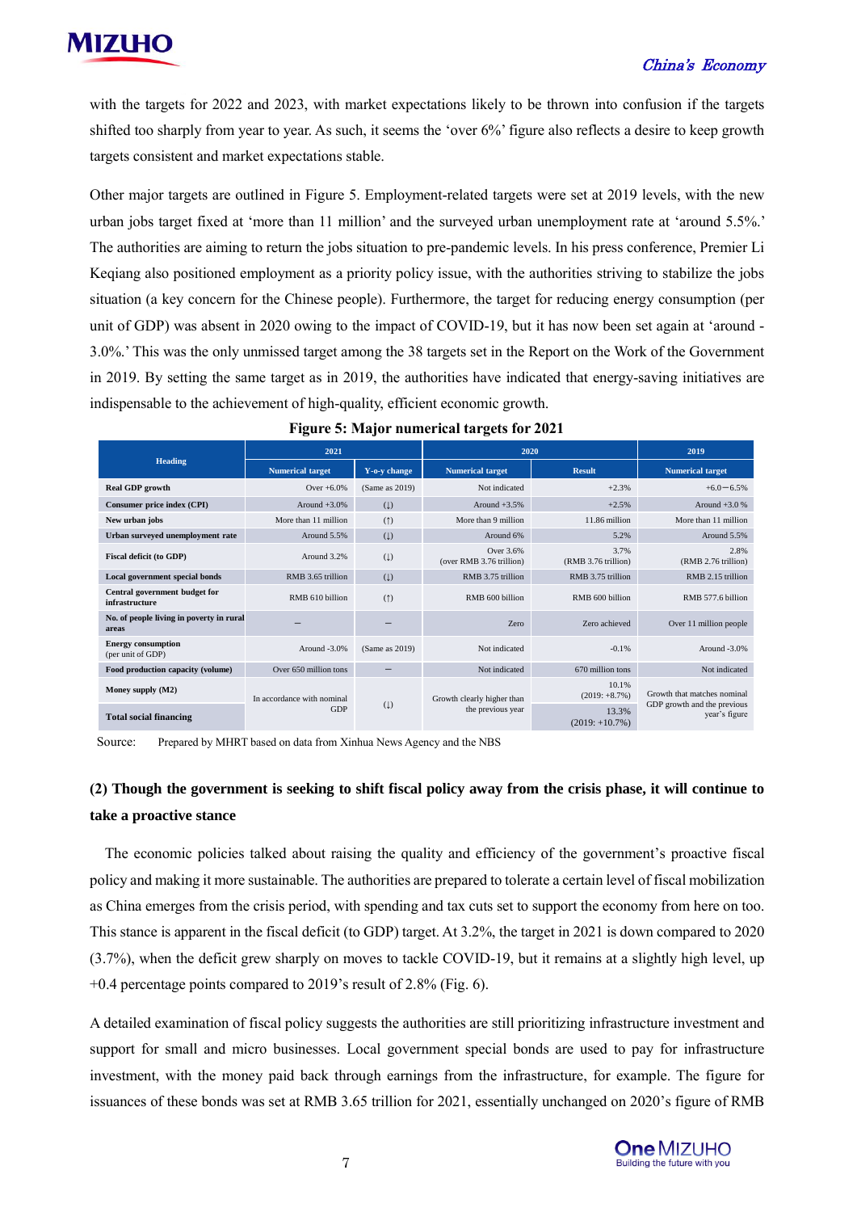with the targets for 2022 and 2023, with market expectations likely to be thrown into confusion if the targets shifted too sharply from year to year. As such, it seems the 'over 6%' figure also reflects a desire to keep growth targets consistent and market expectations stable.

Other major targets are outlined in Figure 5. Employment-related targets were set at 2019 levels, with the new urban jobs target fixed at 'more than 11 million' and the surveyed urban unemployment rate at 'around 5.5%.' The authorities are aiming to return the jobs situation to pre-pandemic levels. In his press conference, Premier Li Keqiang also positioned employment as a priority policy issue, with the authorities striving to stabilize the jobs situation (a key concern for the Chinese people). Furthermore, the target for reducing energy consumption (per unit of GDP) was absent in 2020 owing to the impact of COVID-19, but it has now been set again at 'around -3.0%.' This was the only unmissed target among the 38 targets set in the Report on the Work of the Government in 2019. By setting the same target as in 2019, the authorities have indicated that energy-saving initiatives are indispensable to the achievement of high-quality, efficient economic growth.

**Figure 5: Major numerical targets for 2021**

| Heading | 2021 | | 2020 | | 2019 |
|---|---|---|---|---|---|
| | Numerical target | Y-o-y change | Numerical target | Result | Numerical target |
| **Real GDP growth** | Over +6.0% | (Same as 2019) | Not indicated | +2.3% | +6.0－6.5% |
| **Consumer price index (CPI)** | Around +3.0% | (↓) | Around +3.5% | +2.5% | Around +3.0 % |
| **New urban jobs** | More than 11 million | (↑) | More than 9 million | 11.86 million | More than 11 million |
| **Urban surveyed unemployment rate** | Around 5.5% | (↓) | Around 6% | 5.2% | Around 5.5% |
| **Fiscal deficit (to GDP)** | Around 3.2% | (↓) | Over 3.6% (over RMB 3.76 trillion) | 3.7% (RMB 3.76 trillion) | 2.8% (RMB 2.76 trillion) |
| **Local government special bonds** | RMB 3.65 trillion | (↓) | RMB 3.75 trillion | RMB 3.75 trillion | RMB 2.15 trillion |
| **Central government budget for infrastructure** | RMB 610 billion | (↑) | RMB 600 billion | RMB 600 billion | RMB 577.6 billion |
| **No. of people living in poverty in rural areas** | － | － | Zero | Zero achieved | Over 11 million people |
| **Energy consumption** (per unit of GDP) | Around -3.0% | (Same as 2019) | Not indicated | -0.1% | Around -3.0% |
| **Food production capacity (volume)** | Over 650 million tons | － | Not indicated | 670 million tons | Not indicated |
| **Money supply (M2)** | In accordance with nominal GDP | (↓) | Growth clearly higher than the previous year | 10.1% (2019: +8.7%) | Growth that matches nominal GDP growth and the previous year's figure |
| **Total social financing** | | | | 13.3% (2019: +10.7%) | |

Source: Prepared by MHRT based on data from Xinhua News Agency and the NBS

**(2) Though the government is seeking to shift fiscal policy away from the crisis phase, it will continue to take a proactive stance**

The economic policies talked about raising the quality and efficiency of the government's proactive fiscal policy and making it more sustainable. The authorities are prepared to tolerate a certain level of fiscal mobilization as China emerges from the crisis period, with spending and tax cuts set to support the economy from here on too. This stance is apparent in the fiscal deficit (to GDP) target. At 3.2%, the target in 2021 is down compared to 2020 (3.7%), when the deficit grew sharply on moves to tackle COVID-19, but it remains at a slightly high level, up +0.4 percentage points compared to 2019's result of 2.8% (Fig. 6).

A detailed examination of fiscal policy suggests the authorities are still prioritizing infrastructure investment and support for small and micro businesses. Local government special bonds are used to pay for infrastructure investment, with the money paid back through earnings from the infrastructure, for example. The figure for issuances of these bonds was set at RMB 3.65 trillion for 2021, essentially unchanged on 2020's figure of RMB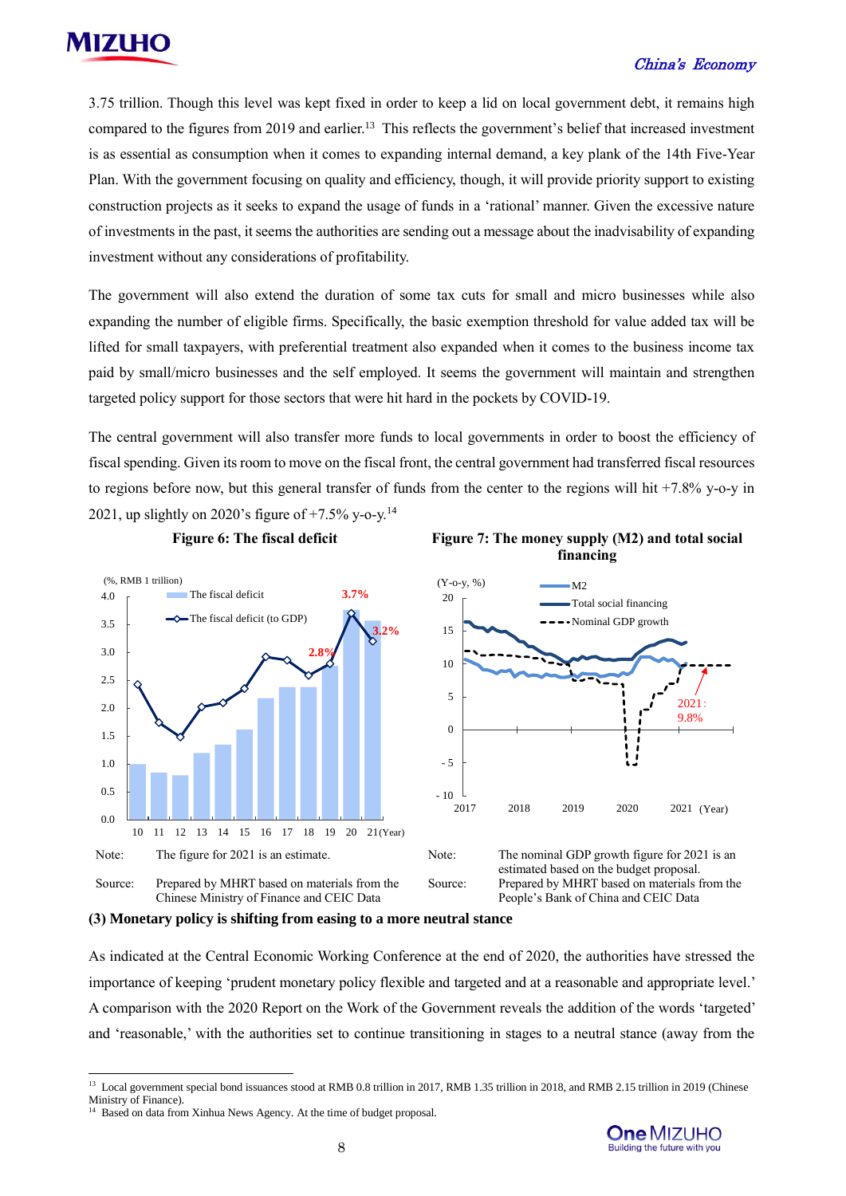3.75 trillion. Though this level was kept fixed in order to keep a lid on local government debt, it remains high compared to the figures from 2019 and earlier.[13] This reflects the government's belief that increased investment is as essential as consumption when it comes to expanding internal demand, a key plank of the 14th Five-Year Plan. With the government focusing on quality and efficiency, though, it will provide priority support to existing construction projects as it seeks to expand the usage of funds in a 'rational' manner. Given the excessive nature of investments in the past, it seems the authorities are sending out a message about the inadvisability of expanding investment without any considerations of profitability.

The government will also extend the duration of some tax cuts for small and micro businesses while also expanding the number of eligible firms. Specifically, the basic exemption threshold for value added tax will be lifted for small taxpayers, with preferential treatment also expanded when it comes to the business income tax paid by small/micro businesses and the self employed. It seems the government will maintain and strengthen targeted policy support for those sectors that were hit hard in the pockets by COVID-19.

The central government will also transfer more funds to local governments in order to boost the efficiency of fiscal spending. Given its room to move on the fiscal front, the central government had transferred fiscal resources to regions before now, but this general transfer of funds from the center to the regions will hit +7.8% y-o-y in 2021, up slightly on 2020's figure of +7.5% y-o-y.[14]

**Figure 6: The fiscal deficit**

Note: The figure for 2021 is an estimate.

Source: Prepared by MHRT based on materials from the Chinese Ministry of Finance and CEIC Data

**Figure 7: The money supply (M2) and total social financing**

Note: The nominal GDP growth figure for 2021 is an estimated based on the budget proposal.

Source: Prepared by MHRT based on materials from the People's Bank of China and CEIC Data

### (3) Monetary policy is shifting from easing to a more neutral stance

As indicated at the Central Economic Working Conference at the end of 2020, the authorities have stressed the importance of keeping 'prudent monetary policy flexible and targeted and at a reasonable and appropriate level.' A comparison with the 2020 Report on the Work of the Government reveals the addition of the words 'targeted' and 'reasonable,' with the authorities set to continue transitioning in stages to a neutral stance (away from the

---

[13] Local government special bond issuances stood at RMB 0.8 trillion in 2017, RMB 1.35 trillion in 2018, and RMB 2.15 trillion in 2019 (Chinese Ministry of Finance).

[14] Based on data from Xinhua News Agency. At the time of budget proposal.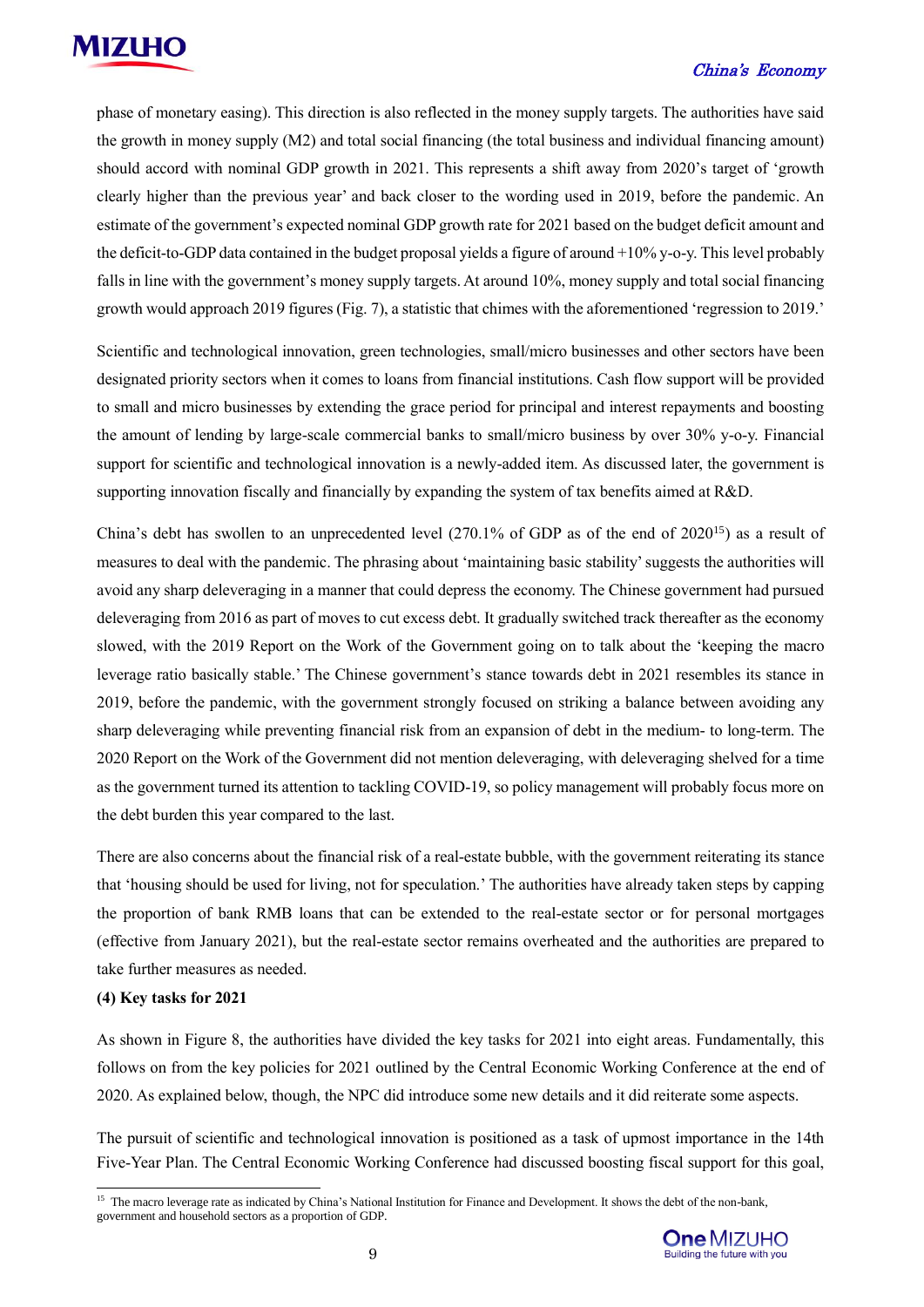phase of monetary easing). This direction is also reflected in the money supply targets. The authorities have said the growth in money supply (M2) and total social financing (the total business and individual financing amount) should accord with nominal GDP growth in 2021. This represents a shift away from 2020's target of 'growth clearly higher than the previous year' and back closer to the wording used in 2019, before the pandemic. An estimate of the government's expected nominal GDP growth rate for 2021 based on the budget deficit amount and the deficit-to-GDP data contained in the budget proposal yields a figure of around +10% y-o-y. This level probably falls in line with the government's money supply targets. At around 10%, money supply and total social financing growth would approach 2019 figures (Fig. 7), a statistic that chimes with the aforementioned 'regression to 2019.'

Scientific and technological innovation, green technologies, small/micro businesses and other sectors have been designated priority sectors when it comes to loans from financial institutions. Cash flow support will be provided to small and micro businesses by extending the grace period for principal and interest repayments and boosting the amount of lending by large-scale commercial banks to small/micro business by over 30% y-o-y. Financial support for scientific and technological innovation is a newly-added item. As discussed later, the government is supporting innovation fiscally and financially by expanding the system of tax benefits aimed at R&D.

China's debt has swollen to an unprecedented level (270.1% of GDP as of the end of 2020[15]) as a result of measures to deal with the pandemic. The phrasing about 'maintaining basic stability' suggests the authorities will avoid any sharp deleveraging in a manner that could depress the economy. The Chinese government had pursued deleveraging from 2016 as part of moves to cut excess debt. It gradually switched track thereafter as the economy slowed, with the 2019 Report on the Work of the Government going on to talk about the 'keeping the macro leverage ratio basically stable.' The Chinese government's stance towards debt in 2021 resembles its stance in 2019, before the pandemic, with the government strongly focused on striking a balance between avoiding any sharp deleveraging while preventing financial risk from an expansion of debt in the medium- to long-term. The 2020 Report on the Work of the Government did not mention deleveraging, with deleveraging shelved for a time as the government turned its attention to tackling COVID-19, so policy management will probably focus more on the debt burden this year compared to the last.

There are also concerns about the financial risk of a real-estate bubble, with the government reiterating its stance that 'housing should be used for living, not for speculation.' The authorities have already taken steps by capping the proportion of bank RMB loans that can be extended to the real-estate sector or for personal mortgages (effective from January 2021), but the real-estate sector remains overheated and the authorities are prepared to take further measures as needed.

**(4) Key tasks for 2021**

As shown in Figure 8, the authorities have divided the key tasks for 2021 into eight areas. Fundamentally, this follows on from the key policies for 2021 outlined by the Central Economic Working Conference at the end of 2020. As explained below, though, the NPC did introduce some new details and it did reiterate some aspects.

The pursuit of scientific and technological innovation is positioned as a task of upmost importance in the 14th Five-Year Plan. The Central Economic Working Conference had discussed boosting fiscal support for this goal,

[15] The macro leverage rate as indicated by China's National Institution for Finance and Development. It shows the debt of the non-bank, government and household sectors as a proportion of GDP.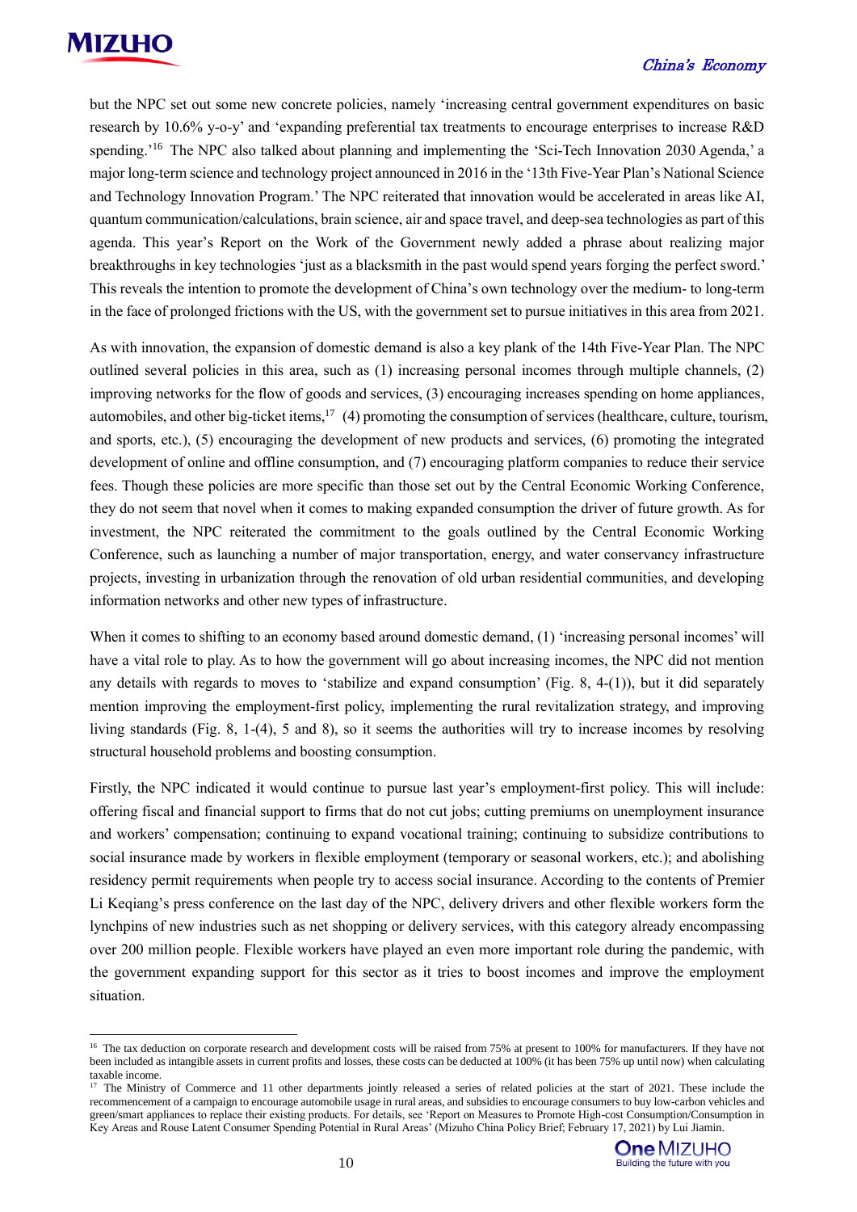but the NPC set out some new concrete policies, namely 'increasing central government expenditures on basic research by 10.6% y-o-y' and 'expanding preferential tax treatments to encourage enterprises to increase R&D spending.'[16] The NPC also talked about planning and implementing the 'Sci-Tech Innovation 2030 Agenda,' a major long-term science and technology project announced in 2016 in the '13th Five-Year Plan's National Science and Technology Innovation Program.' The NPC reiterated that innovation would be accelerated in areas like AI, quantum communication/calculations, brain science, air and space travel, and deep-sea technologies as part of this agenda. This year's Report on the Work of the Government newly added a phrase about realizing major breakthroughs in key technologies 'just as a blacksmith in the past would spend years forging the perfect sword.' This reveals the intention to promote the development of China's own technology over the medium- to long-term in the face of prolonged frictions with the US, with the government set to pursue initiatives in this area from 2021.

As with innovation, the expansion of domestic demand is also a key plank of the 14th Five-Year Plan. The NPC outlined several policies in this area, such as (1) increasing personal incomes through multiple channels, (2) improving networks for the flow of goods and services, (3) encouraging increases spending on home appliances, automobiles, and other big-ticket items,[17] (4) promoting the consumption of services (healthcare, culture, tourism, and sports, etc.), (5) encouraging the development of new products and services, (6) promoting the integrated development of online and offline consumption, and (7) encouraging platform companies to reduce their service fees. Though these policies are more specific than those set out by the Central Economic Working Conference, they do not seem that novel when it comes to making expanded consumption the driver of future growth. As for investment, the NPC reiterated the commitment to the goals outlined by the Central Economic Working Conference, such as launching a number of major transportation, energy, and water conservancy infrastructure projects, investing in urbanization through the renovation of old urban residential communities, and developing information networks and other new types of infrastructure.

When it comes to shifting to an economy based around domestic demand, (1) 'increasing personal incomes' will have a vital role to play. As to how the government will go about increasing incomes, the NPC did not mention any details with regards to moves to 'stabilize and expand consumption' (Fig. 8, 4-(1)), but it did separately mention improving the employment-first policy, implementing the rural revitalization strategy, and improving living standards (Fig. 8, 1-(4), 5 and 8), so it seems the authorities will try to increase incomes by resolving structural household problems and boosting consumption.

Firstly, the NPC indicated it would continue to pursue last year's employment-first policy. This will include: offering fiscal and financial support to firms that do not cut jobs; cutting premiums on unemployment insurance and workers' compensation; continuing to expand vocational training; continuing to subsidize contributions to social insurance made by workers in flexible employment (temporary or seasonal workers, etc.); and abolishing residency permit requirements when people try to access social insurance. According to the contents of Premier Li Keqiang's press conference on the last day of the NPC, delivery drivers and other flexible workers form the lynchpins of new industries such as net shopping or delivery services, with this category already encompassing over 200 million people. Flexible workers have played an even more important role during the pandemic, with the government expanding support for this sector as it tries to boost incomes and improve the employment situation.

---

[16] The tax deduction on corporate research and development costs will be raised from 75% at present to 100% for manufacturers. If they have not been included as intangible assets in current profits and losses, these costs can be deducted at 100% (it has been 75% up until now) when calculating taxable income.

[17] The Ministry of Commerce and 11 other departments jointly released a series of related policies at the start of 2021. These include the recommencement of a campaign to encourage automobile usage in rural areas, and subsidies to encourage consumers to buy low-carbon vehicles and green/smart appliances to replace their existing products. For details, see 'Report on Measures to Promote High-cost Consumption/Consumption in Key Areas and Rouse Latent Consumer Spending Potential in Rural Areas' (Mizuho China Policy Brief; February 17, 2021) by Lui Jiamin.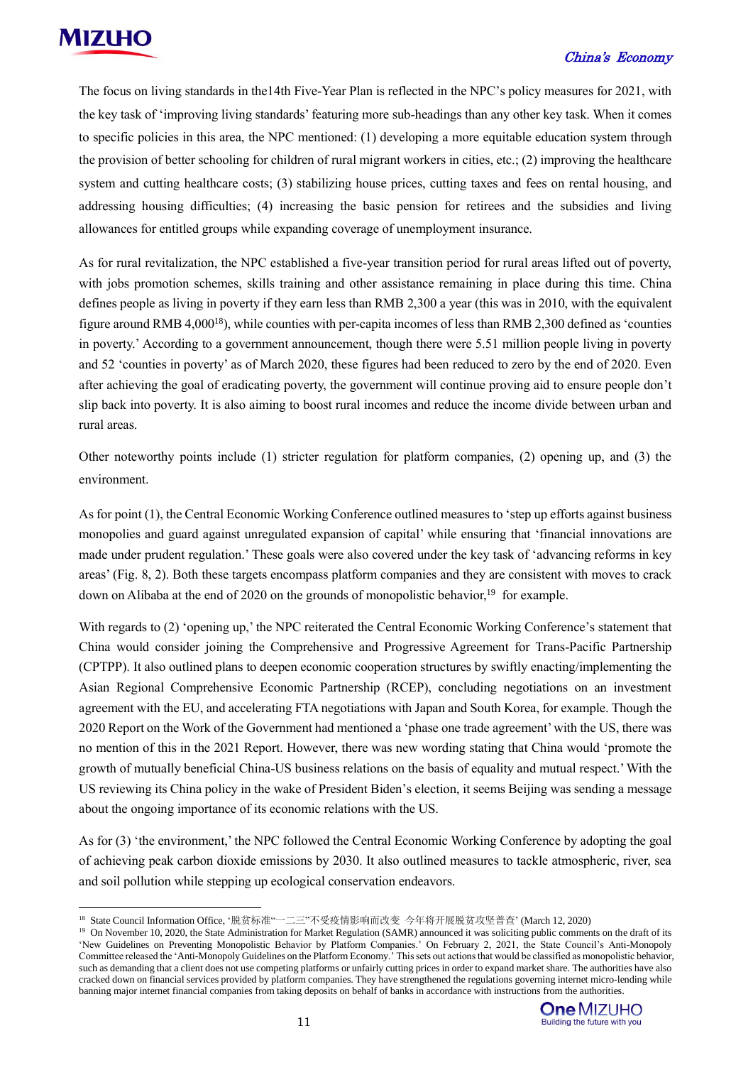The focus on living standards in the14th Five-Year Plan is reflected in the NPC's policy measures for 2021, with the key task of 'improving living standards' featuring more sub-headings than any other key task. When it comes to specific policies in this area, the NPC mentioned: (1) developing a more equitable education system through the provision of better schooling for children of rural migrant workers in cities, etc.; (2) improving the healthcare system and cutting healthcare costs; (3) stabilizing house prices, cutting taxes and fees on rental housing, and addressing housing difficulties; (4) increasing the basic pension for retirees and the subsidies and living allowances for entitled groups while expanding coverage of unemployment insurance.

As for rural revitalization, the NPC established a five-year transition period for rural areas lifted out of poverty, with jobs promotion schemes, skills training and other assistance remaining in place during this time. China defines people as living in poverty if they earn less than RMB 2,300 a year (this was in 2010, with the equivalent figure around RMB 4,000[18]), while counties with per-capita incomes of less than RMB 2,300 defined as 'counties in poverty.' According to a government announcement, though there were 5.51 million people living in poverty and 52 'counties in poverty' as of March 2020, these figures had been reduced to zero by the end of 2020. Even after achieving the goal of eradicating poverty, the government will continue proving aid to ensure people don't slip back into poverty. It is also aiming to boost rural incomes and reduce the income divide between urban and rural areas.

Other noteworthy points include (1) stricter regulation for platform companies, (2) opening up, and (3) the environment.

As for point (1), the Central Economic Working Conference outlined measures to 'step up efforts against business monopolies and guard against unregulated expansion of capital' while ensuring that 'financial innovations are made under prudent regulation.' These goals were also covered under the key task of 'advancing reforms in key areas' (Fig. 8, 2). Both these targets encompass platform companies and they are consistent with moves to crack down on Alibaba at the end of 2020 on the grounds of monopolistic behavior,[19] for example.

With regards to (2) 'opening up,' the NPC reiterated the Central Economic Working Conference's statement that China would consider joining the Comprehensive and Progressive Agreement for Trans-Pacific Partnership (CPTPP). It also outlined plans to deepen economic cooperation structures by swiftly enacting/implementing the Asian Regional Comprehensive Economic Partnership (RCEP), concluding negotiations on an investment agreement with the EU, and accelerating FTA negotiations with Japan and South Korea, for example. Though the 2020 Report on the Work of the Government had mentioned a 'phase one trade agreement' with the US, there was no mention of this in the 2021 Report. However, there was new wording stating that China would 'promote the growth of mutually beneficial China-US business relations on the basis of equality and mutual respect.' With the US reviewing its China policy in the wake of President Biden's election, it seems Beijing was sending a message about the ongoing importance of its economic relations with the US.

As for (3) 'the environment,' the NPC followed the Central Economic Working Conference by adopting the goal of achieving peak carbon dioxide emissions by 2030. It also outlined measures to tackle atmospheric, river, sea and soil pollution while stepping up ecological conservation endeavors.

---

[18] State Council Information Office, '脱贫标准"一二三"不受疫情影响而改变 今年将开展脱贫攻坚普查' (March 12, 2020)

[19] On November 10, 2020, the State Administration for Market Regulation (SAMR) announced it was soliciting public comments on the draft of its 'New Guidelines on Preventing Monopolistic Behavior by Platform Companies.' On February 2, 2021, the State Council's Anti-Monopoly Committee released the 'Anti-Monopoly Guidelines on the Platform Economy.' This sets out actions that would be classified as monopolistic behavior, such as demanding that a client does not use competing platforms or unfairly cutting prices in order to expand market share. The authorities have also cracked down on financial services provided by platform companies. They have strengthened the regulations governing internet micro-lending while banning major internet financial companies from taking deposits on behalf of banks in accordance with instructions from the authorities.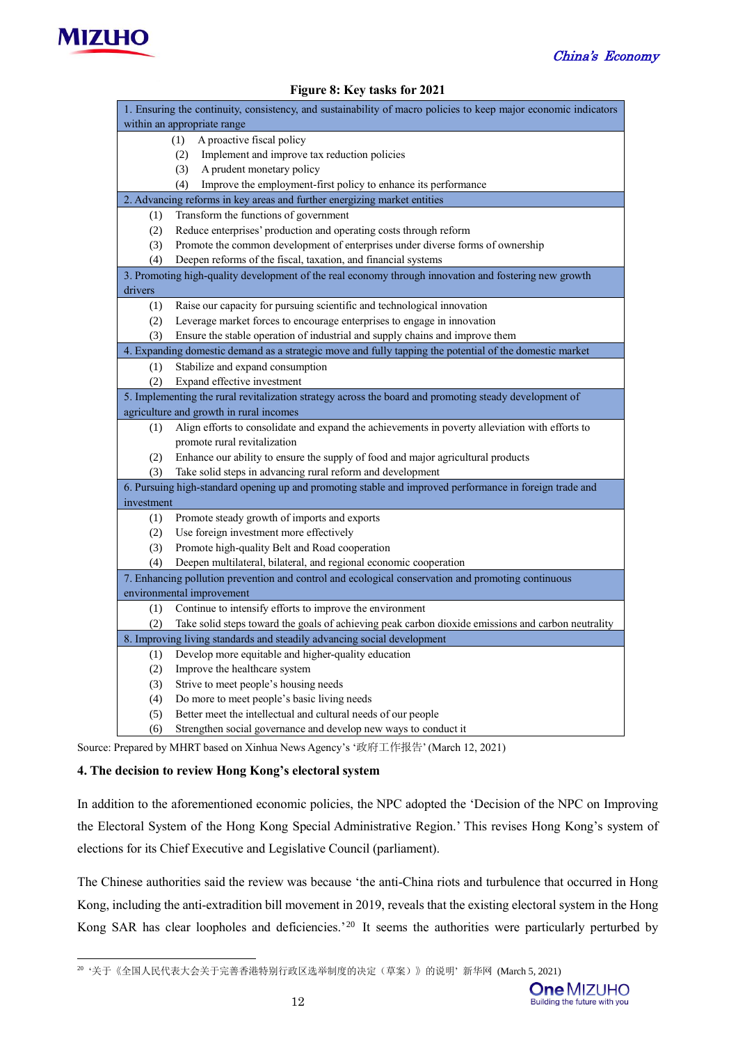**Figure 8: Key tasks for 2021**

| |
|---|
| 1. Ensuring the continuity, consistency, and sustainability of macro policies to keep major economic indicators within an appropriate range |
| (1) A proactive fiscal policy<br>(2) Implement and improve tax reduction policies<br>(3) A prudent monetary policy<br>(4) Improve the employment-first policy to enhance its performance |
| 2. Advancing reforms in key areas and further energizing market entities |
| (1) Transform the functions of government<br>(2) Reduce enterprises' production and operating costs through reform<br>(3) Promote the common development of enterprises under diverse forms of ownership<br>(4) Deepen reforms of the fiscal, taxation, and financial systems |
| 3. Promoting high-quality development of the real economy through innovation and fostering new growth drivers |
| (1) Raise our capacity for pursuing scientific and technological innovation<br>(2) Leverage market forces to encourage enterprises to engage in innovation<br>(3) Ensure the stable operation of industrial and supply chains and improve them |
| 4. Expanding domestic demand as a strategic move and fully tapping the potential of the domestic market |
| (1) Stabilize and expand consumption<br>(2) Expand effective investment |
| 5. Implementing the rural revitalization strategy across the board and promoting steady development of agriculture and growth in rural incomes |
| (1) Align efforts to consolidate and expand the achievements in poverty alleviation with efforts to promote rural revitalization<br>(2) Enhance our ability to ensure the supply of food and major agricultural products<br>(3) Take solid steps in advancing rural reform and development |
| 6. Pursuing high-standard opening up and promoting stable and improved performance in foreign trade and investment |
| (1) Promote steady growth of imports and exports<br>(2) Use foreign investment more effectively<br>(3) Promote high-quality Belt and Road cooperation<br>(4) Deepen multilateral, bilateral, and regional economic cooperation |
| 7. Enhancing pollution prevention and control and ecological conservation and promoting continuous environmental improvement |
| (1) Continue to intensify efforts to improve the environment<br>(2) Take solid steps toward the goals of achieving peak carbon dioxide emissions and carbon neutrality |
| 8. Improving living standards and steadily advancing social development |
| (1) Develop more equitable and higher-quality education<br>(2) Improve the healthcare system<br>(3) Strive to meet people's housing needs<br>(4) Do more to meet people's basic living needs<br>(5) Better meet the intellectual and cultural needs of our people<br>(6) Strengthen social governance and develop new ways to conduct it |

Source: Prepared by MHRT based on Xinhua News Agency's '政府工作报告' (March 12, 2021)

**4. The decision to review Hong Kong's electoral system**

In addition to the aforementioned economic policies, the NPC adopted the 'Decision of the NPC on Improving the Electoral System of the Hong Kong Special Administrative Region.' This revises Hong Kong's system of elections for its Chief Executive and Legislative Council (parliament).

The Chinese authorities said the review was because 'the anti-China riots and turbulence that occurred in Hong Kong, including the anti-extradition bill movement in 2019, reveals that the existing electoral system in the Hong Kong SAR has clear loopholes and deficiencies.'[20] It seems the authorities were particularly perturbed by

[20] '关于《全国人民代表大会关于完善香港特别行政区选举制度的决定（草案）》的说明' 新华网 (March 5, 2021)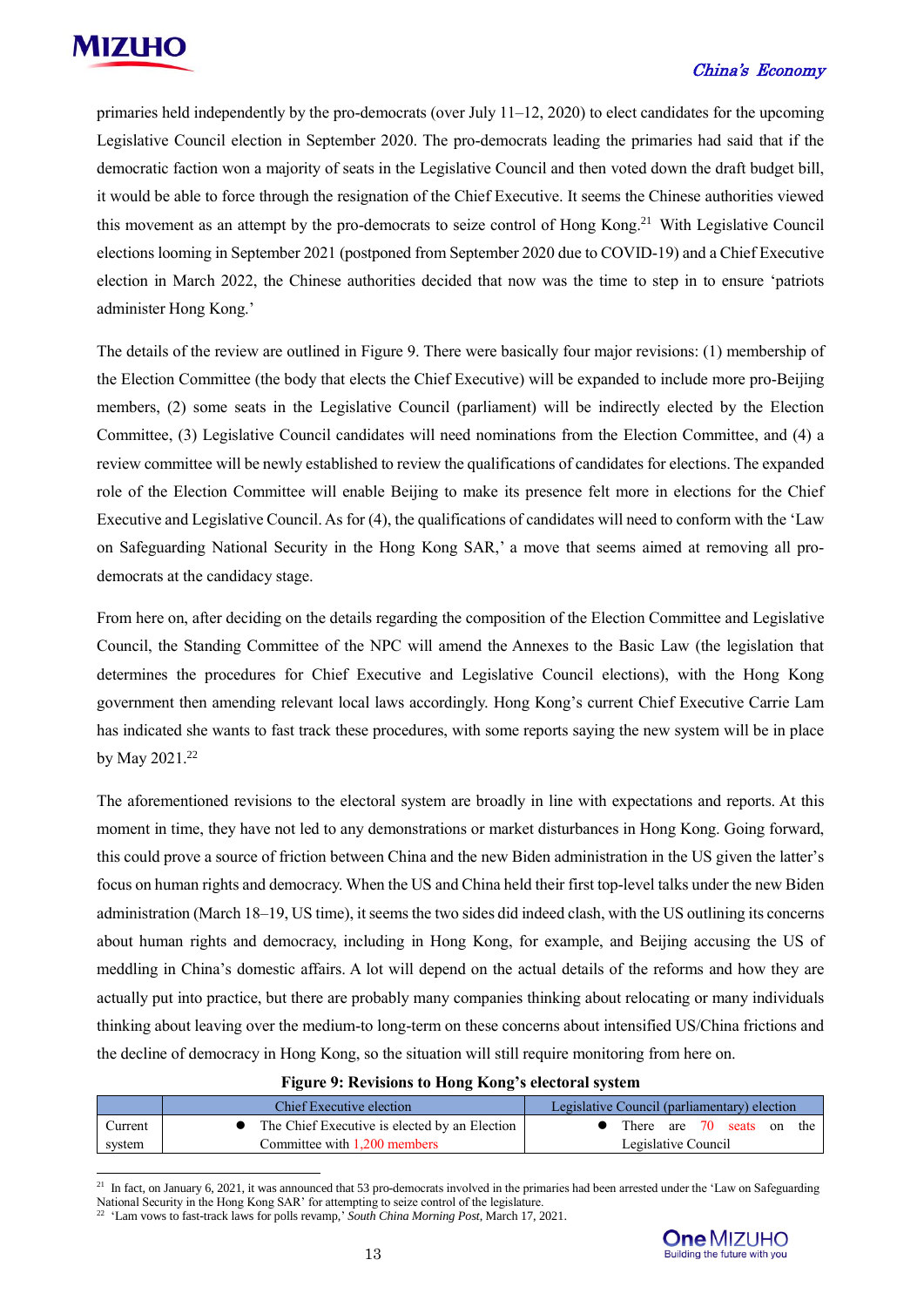primaries held independently by the pro-democrats (over July 11–12, 2020) to elect candidates for the upcoming Legislative Council election in September 2020. The pro-democrats leading the primaries had said that if the democratic faction won a majority of seats in the Legislative Council and then voted down the draft budget bill, it would be able to force through the resignation of the Chief Executive. It seems the Chinese authorities viewed this movement as an attempt by the pro-democrats to seize control of Hong Kong.[21] With Legislative Council elections looming in September 2021 (postponed from September 2020 due to COVID-19) and a Chief Executive election in March 2022, the Chinese authorities decided that now was the time to step in to ensure 'patriots administer Hong Kong.'

The details of the review are outlined in Figure 9. There were basically four major revisions: (1) membership of the Election Committee (the body that elects the Chief Executive) will be expanded to include more pro-Beijing members, (2) some seats in the Legislative Council (parliament) will be indirectly elected by the Election Committee, (3) Legislative Council candidates will need nominations from the Election Committee, and (4) a review committee will be newly established to review the qualifications of candidates for elections. The expanded role of the Election Committee will enable Beijing to make its presence felt more in elections for the Chief Executive and Legislative Council. As for (4), the qualifications of candidates will need to conform with the 'Law on Safeguarding National Security in the Hong Kong SAR,' a move that seems aimed at removing all pro-democrats at the candidacy stage.

From here on, after deciding on the details regarding the composition of the Election Committee and Legislative Council, the Standing Committee of the NPC will amend the Annexes to the Basic Law (the legislation that determines the procedures for Chief Executive and Legislative Council elections), with the Hong Kong government then amending relevant local laws accordingly. Hong Kong's current Chief Executive Carrie Lam has indicated she wants to fast track these procedures, with some reports saying the new system will be in place by May 2021.[22]

The aforementioned revisions to the electoral system are broadly in line with expectations and reports. At this moment in time, they have not led to any demonstrations or market disturbances in Hong Kong. Going forward, this could prove a source of friction between China and the new Biden administration in the US given the latter's focus on human rights and democracy. When the US and China held their first top-level talks under the new Biden administration (March 18–19, US time), it seems the two sides did indeed clash, with the US outlining its concerns about human rights and democracy, including in Hong Kong, for example, and Beijing accusing the US of meddling in China's domestic affairs. A lot will depend on the actual details of the reforms and how they are actually put into practice, but there are probably many companies thinking about relocating or many individuals thinking about leaving over the medium-to long-term on these concerns about intensified US/China frictions and the decline of democracy in Hong Kong, so the situation will still require monitoring from here on.

**Figure 9: Revisions to Hong Kong's electoral system**

| | Chief Executive election | Legislative Council (parliamentary) election |
|---|---|---|
| Current system | ● The Chief Executive is elected by an Election Committee with 1,200 members | ● There are 70 seats on the Legislative Council |

[21] In fact, on January 6, 2021, it was announced that 53 pro-democrats involved in the primaries had been arrested under the 'Law on Safeguarding National Security in the Hong Kong SAR' for attempting to seize control of the legislature.

[22] 'Lam vows to fast-track laws for polls revamp,' *South China Morning Post*, March 17, 2021.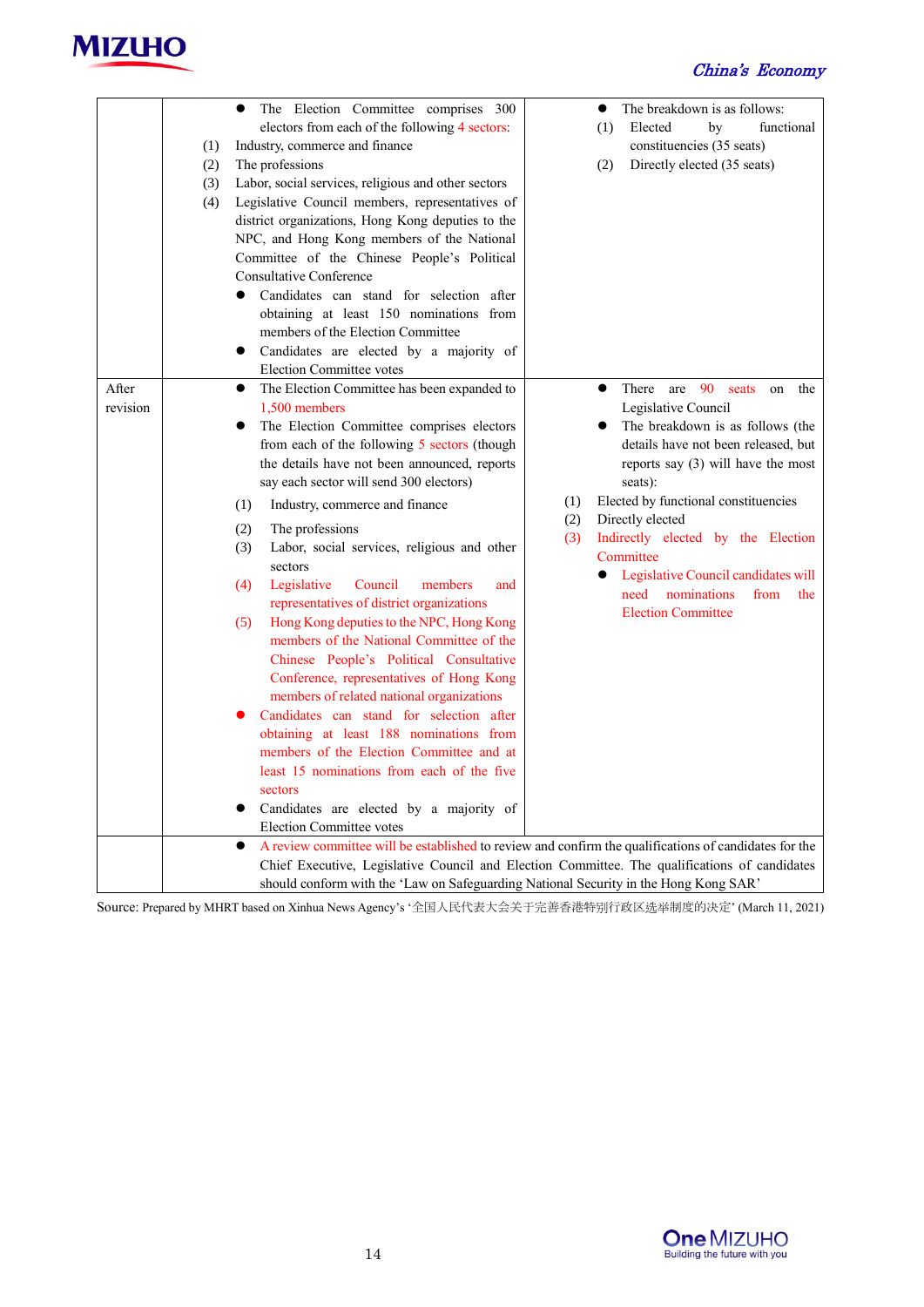| | Election Committee | Legislative Council |
|---|---|---|
| | ● The Election Committee comprises 300 electors from each of the following 4 sectors:<br>(1) Industry, commerce and finance<br>(2) The professions<br>(3) Labor, social services, religious and other sectors<br>(4) Legislative Council members, representatives of district organizations, Hong Kong deputies to the NPC, and Hong Kong members of the National Committee of the Chinese People's Political Consultative Conference<br>● Candidates can stand for selection after obtaining at least 150 nominations from members of the Election Committee<br>● Candidates are elected by a majority of Election Committee votes | ● The breakdown is as follows:<br>(1) Elected by functional constituencies (35 seats)<br>(2) Directly elected (35 seats) |
| After revision | ● The Election Committee has been expanded to 1,500 members<br>● The Election Committee comprises electors from each of the following 5 sectors (though the details have not been announced, reports say each sector will send 300 electors)<br>(1) Industry, commerce and finance<br>(2) The professions<br>(3) Labor, social services, religious and other sectors<br>(4) Legislative Council members and representatives of district organizations<br>(5) Hong Kong deputies to the NPC, Hong Kong members of the National Committee of the Chinese People's Political Consultative Conference, representatives of Hong Kong members of related national organizations<br>● Candidates can stand for selection after obtaining at least 188 nominations from members of the Election Committee and at least 15 nominations from each of the five sectors<br>● Candidates are elected by a majority of Election Committee votes | ● There are 90 seats on the Legislative Council<br>● The breakdown is as follows (the details have not been released, but reports say (3) will have the most seats):<br>(1) Elected by functional constituencies<br>(2) Directly elected<br>(3) Indirectly elected by the Election Committee<br>● Legislative Council candidates will need nominations from the Election Committee |
| | ● A review committee will be established to review and confirm the qualifications of candidates for the Chief Executive, Legislative Council and Election Committee. The qualifications of candidates should conform with the 'Law on Safeguarding National Security in the Hong Kong SAR' | |

Source: Prepared by MHRT based on Xinhua News Agency's '全国人民代表大会关于完善香港特别行政区选举制度的决定' (March 11, 2021)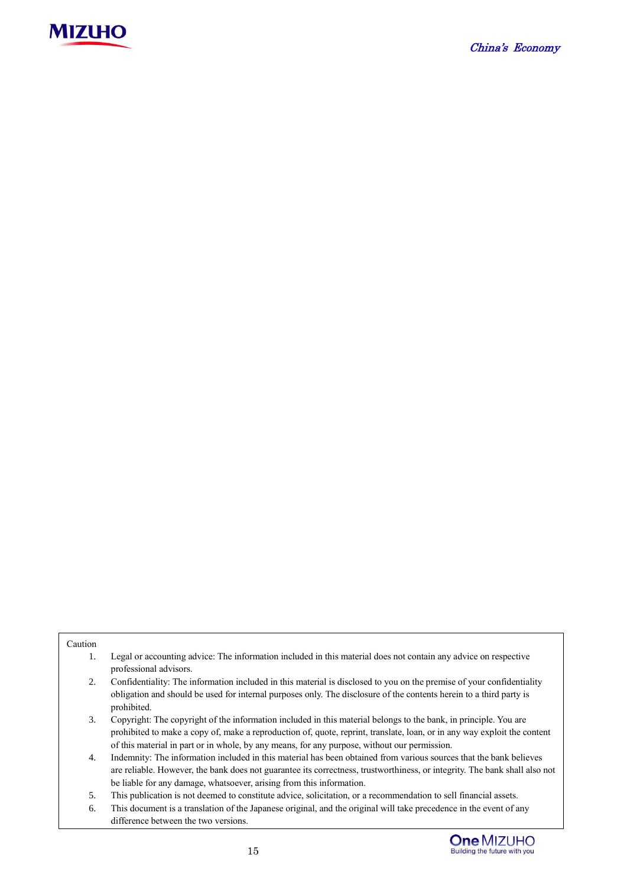Caution

1. Legal or accounting advice: The information included in this material does not contain any advice on respective professional advisors.
2. Confidentiality: The information included in this material is disclosed to you on the premise of your confidentiality obligation and should be used for internal purposes only. The disclosure of the contents herein to a third party is prohibited.
3. Copyright: The copyright of the information included in this material belongs to the bank, in principle. You are prohibited to make a copy of, make a reproduction of, quote, reprint, translate, loan, or in any way exploit the content of this material in part or in whole, by any means, for any purpose, without our permission.
4. Indemnity: The information included in this material has been obtained from various sources that the bank believes are reliable. However, the bank does not guarantee its correctness, trustworthiness, or integrity. The bank shall also not be liable for any damage, whatsoever, arising from this information.
5. This publication is not deemed to constitute advice, solicitation, or a recommendation to sell financial assets.
6. This document is a translation of the Japanese original, and the original will take precedence in the event of any difference between the two versions.